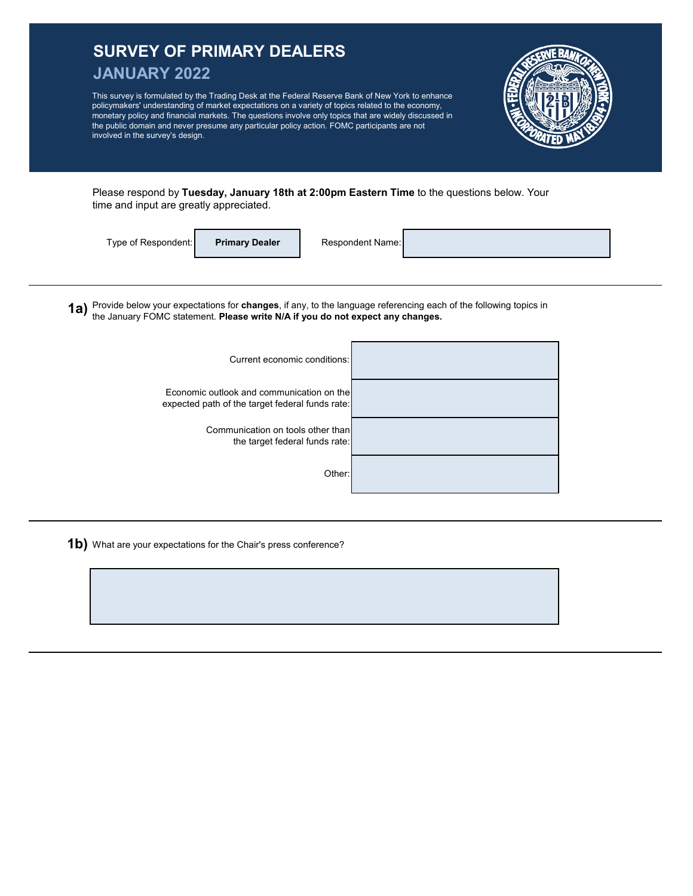# SURVEY OF PRIMARY DEALERS

## JANUARY 2022

This survey is formulated by the Trading Desk at the Federal Reserve Bank of New York to enhance policymakers' understanding of market expectations on a variety of topics related to the economy, monetary policy and financial markets. The questions involve only topics that are widely discussed in the public domain and never presume any particular policy action. FOMC participants are not involved in the survey's design.

Please respond by **Tuesday, January 18th at 2:00pm Eastern Time** to the questions below. Your time and input are greatly appreciated.

| Type of Respondent: | **Primary Dealer** | Respondent Name: | |
|---|---|---|---|

---

**1a)** Provide below your expectations for **changes**, if any, to the language referencing each of the following topics in the January FOMC statement. **Please write N/A if you do not expect any changes.**

| | |
|---|---|
| Current economic conditions: | |
| Economic outlook and communication on the expected path of the target federal funds rate: | |
| Communication on tools other than the target federal funds rate: | |
| Other: | |

---

**1b)** What are your expectations for the Chair's press conference?

| |
|---|
| |

---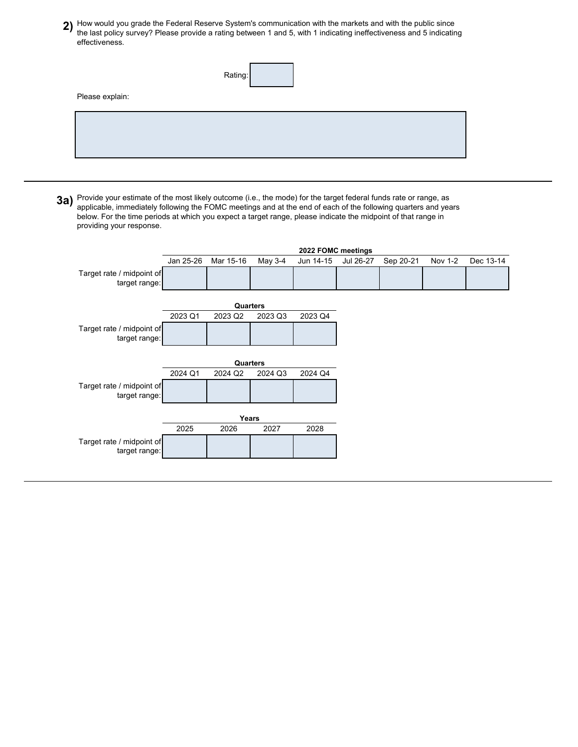**2)** How would you grade the Federal Reserve System's communication with the markets and with the public since the last policy survey? Please provide a rating between 1 and 5, with 1 indicating ineffectiveness and 5 indicating effectiveness.

Rating:

Please explain:

---

**3a)** Provide your estimate of the most likely outcome (i.e., the mode) for the target federal funds rate or range, as applicable, immediately following the FOMC meetings and at the end of each of the following quarters and years below. For the time periods at which you expect a target range, please indicate the midpoint of that range in providing your response.

| | 2022 FOMC meetings | | | | | | | |
|---|---|---|---|---|---|---|---|---|
| | Jan 25-26 | Mar 15-16 | May 3-4 | Jun 14-15 | Jul 26-27 | Sep 20-21 | Nov 1-2 | Dec 13-14 |
| Target rate / midpoint of target range: | | | | | | | | |

| | Quarters | | | |
|---|---|---|---|---|
| | 2023 Q1 | 2023 Q2 | 2023 Q3 | 2023 Q4 |
| Target rate / midpoint of target range: | | | | |

| | Quarters | | | |
|---|---|---|---|---|
| | 2024 Q1 | 2024 Q2 | 2024 Q3 | 2024 Q4 |
| Target rate / midpoint of target range: | | | | |

| | Years | | | |
|---|---|---|---|---|
| | 2025 | 2026 | 2027 | 2028 |
| Target rate / midpoint of target range: | | | | |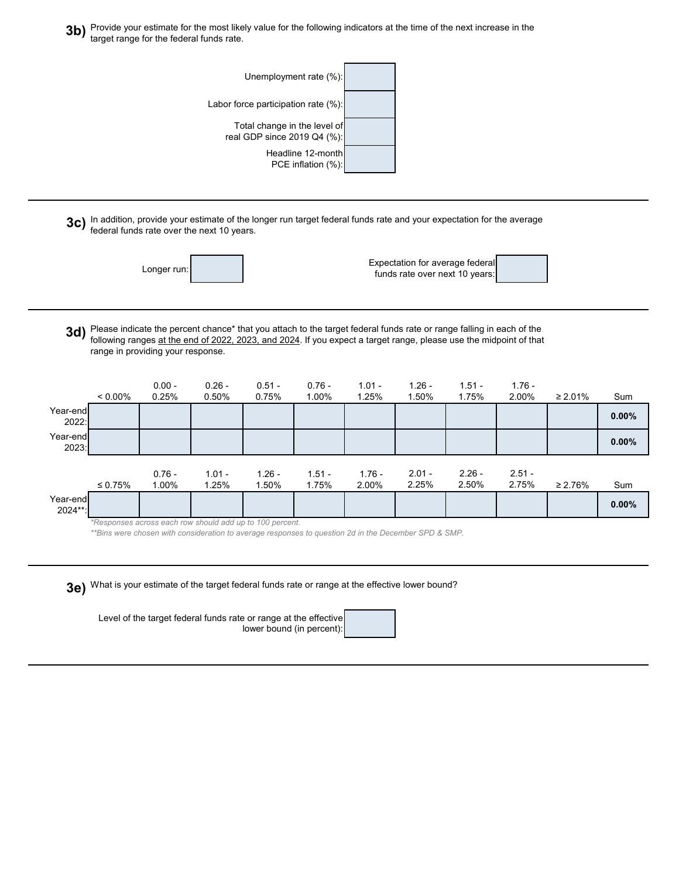**3b)** Provide your estimate for the most likely value for the following indicators at the time of the next increase in the target range for the federal funds rate.

| | |
|---|---|
| Unemployment rate (%): | |
| Labor force participation rate (%): | |
| Total change in the level of real GDP since 2019 Q4 (%): | |
| Headline 12-month PCE inflation (%): | |

---

**3c)** In addition, provide your estimate of the longer run target federal funds rate and your expectation for the average federal funds rate over the next 10 years.

| | | | |
|---|---|---|---|
| Longer run: | | Expectation for average federal funds rate over next 10 years: | |

---

**3d)** Please indicate the percent chance* that you attach to the target federal funds rate or range falling in each of the following ranges <u>at the end of 2022, 2023, and 2024</u>. If you expect a target range, please use the midpoint of that range in providing your response.

| | < 0.00% | 0.00 - 0.25% | 0.26 - 0.50% | 0.51 - 0.75% | 0.76 - 1.00% | 1.01 - 1.25% | 1.26 - 1.50% | 1.51 - 1.75% | 1.76 - 2.00% | ≥ 2.01% | Sum |
|---|---|---|---|---|---|---|---|---|---|---|---|
| Year-end 2022: | | | | | | | | | | | **0.00%** |
| Year-end 2023: | | | | | | | | | | | **0.00%** |

| | ≤ 0.75% | 0.76 - 1.00% | 1.01 - 1.25% | 1.26 - 1.50% | 1.51 - 1.75% | 1.76 - 2.00% | 2.01 - 2.25% | 2.26 - 2.50% | 2.51 - 2.75% | ≥ 2.76% | Sum |
|---|---|---|---|---|---|---|---|---|---|---|---|
| Year-end 2024**: | | | | | | | | | | | **0.00%** |

*\*Responses across each row should add up to 100 percent.*

*\*\*Bins were chosen with consideration to average responses to question 2d in the December SPD & SMP.*

---

**3e)** What is your estimate of the target federal funds rate or range at the effective lower bound?

| | |
|---|---|
| Level of the target federal funds rate or range at the effective lower bound (in percent): | |

---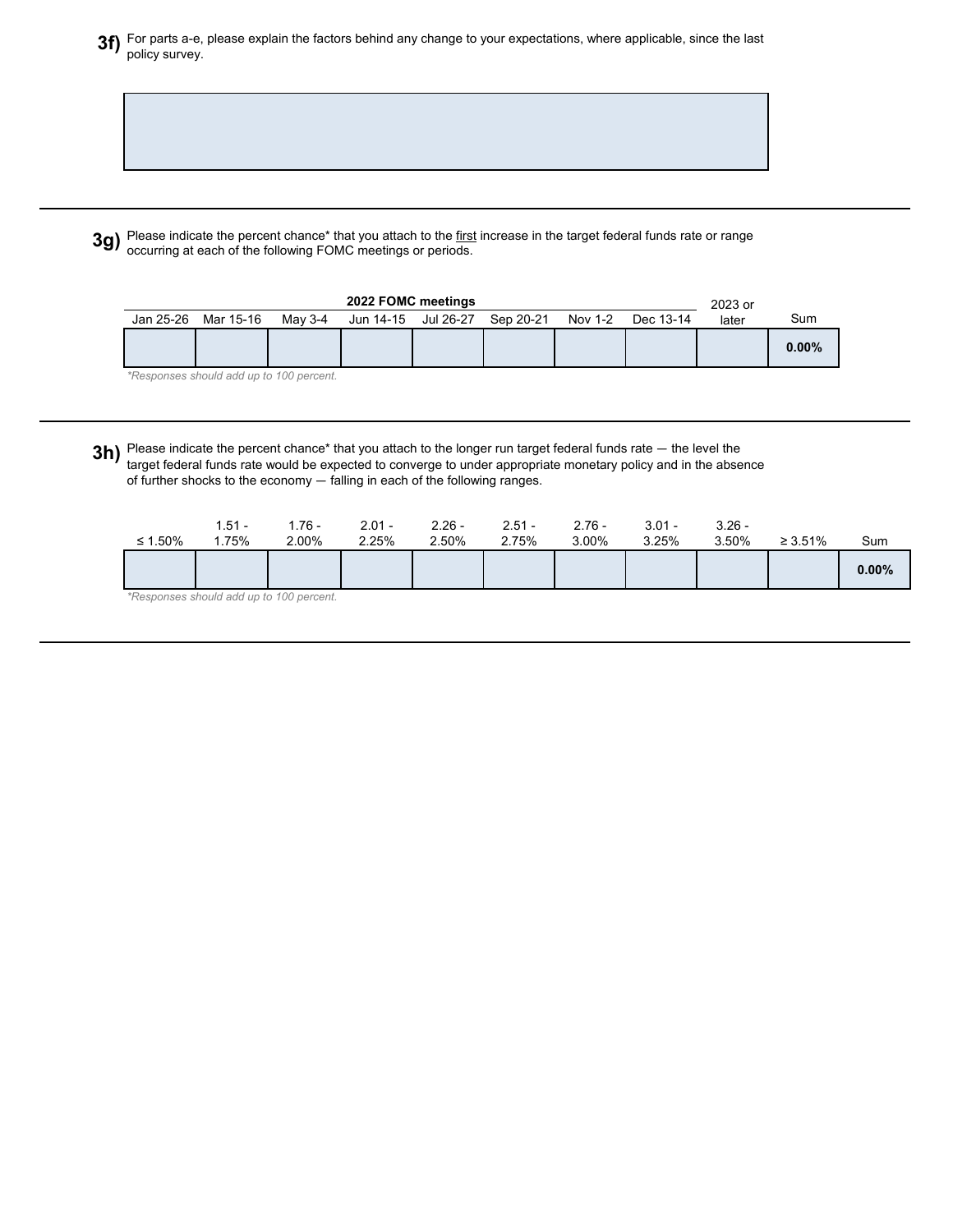**3f)** For parts a-e, please explain the factors behind any change to your expectations, where applicable, since the last policy survey.

| |
|---|
| |

---

**3g)** Please indicate the percent chance* that you attach to the <u>first</u> increase in the target federal funds rate or range occurring at each of the following FOMC meetings or periods.

| 2022 FOMC meetings | | | | | | | | 2023 or later | Sum |
|---|---|---|---|---|---|---|---|---|---|
| Jan 25-26 | Mar 15-16 | May 3-4 | Jun 14-15 | Jul 26-27 | Sep 20-21 | Nov 1-2 | Dec 13-14 | | |
| | | | | | | | | | 0.00% |

*\*Responses should add up to 100 percent.*

---

**3h)** Please indicate the percent chance* that you attach to the longer run target federal funds rate — the level the target federal funds rate would be expected to converge to under appropriate monetary policy and in the absence of further shocks to the economy — falling in each of the following ranges.

| ≤ 1.50% | 1.51 - 1.75% | 1.76 - 2.00% | 2.01 - 2.25% | 2.26 - 2.50% | 2.51 - 2.75% | 2.76 - 3.00% | 3.01 - 3.25% | 3.26 - 3.50% | ≥ 3.51% | Sum |
|---|---|---|---|---|---|---|---|---|---|---|
| | | | | | | | | | | 0.00% |

*\*Responses should add up to 100 percent.*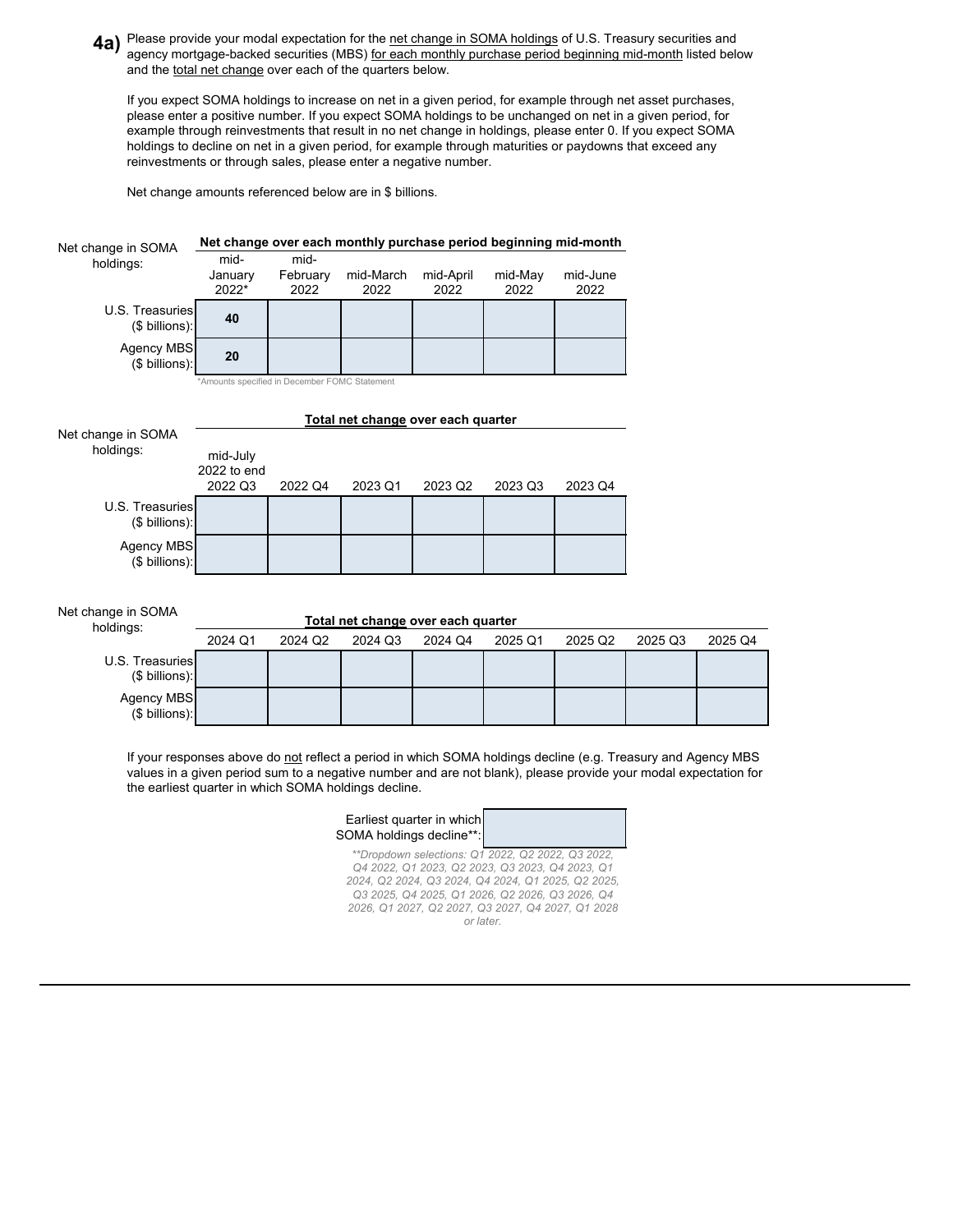**4a)** Please provide your modal expectation for the <u>net change in SOMA holdings</u> of U.S. Treasury securities and agency mortgage-backed securities (MBS) <u>for each monthly purchase period beginning mid-month</u> listed below and the <u>total net change</u> over each of the quarters below.

If you expect SOMA holdings to increase on net in a given period, for example through net asset purchases, please enter a positive number. If you expect SOMA holdings to be unchanged on net in a given period, for example through reinvestments that result in no net change in holdings, please enter 0. If you expect SOMA holdings to decline on net in a given period, for example through maturities or paydowns that exceed any reinvestments or through sales, please enter a negative number.

Net change amounts referenced below are in $ billions.

| Net change in SOMA holdings: | **Net change over each monthly purchase period beginning mid-month** | | | | | |
|---|---|---|---|---|---|---|
| | mid-January 2022* | mid-February 2022 | mid-March 2022 | mid-April 2022 | mid-May 2022 | mid-June 2022 |
| U.S. Treasuries ($ billions): | **40** | | | | | |
| Agency MBS ($ billions): | **20** | | | | | |

*Amounts specified in December FOMC Statement

| Net change in SOMA holdings: | **<u>Total net change</u> over each quarter** | | | | | |
|---|---|---|---|---|---|---|
| | mid-July 2022 to end 2022 Q3 | 2022 Q4 | 2023 Q1 | 2023 Q2 | 2023 Q3 | 2023 Q4 |
| U.S. Treasuries ($ billions): | | | | | | |
| Agency MBS ($ billions): | | | | | | |

| Net change in SOMA holdings: | **<u>Total net change</u> over each quarter** | | | | | | | |
|---|---|---|---|---|---|---|---|---|
| | 2024 Q1 | 2024 Q2 | 2024 Q3 | 2024 Q4 | 2025 Q1 | 2025 Q2 | 2025 Q3 | 2025 Q4 |
| U.S. Treasuries ($ billions): | | | | | | | | |
| Agency MBS ($ billions): | | | | | | | | |

If your responses above do <u>not</u> reflect a period in which SOMA holdings decline (e.g. Treasury and Agency MBS values in a given period sum to a negative number and are not blank), please provide your modal expectation for the earliest quarter in which SOMA holdings decline.

| Earliest quarter in which SOMA holdings decline**: | |
|---|---|

*\*\*Dropdown selections: Q1 2022, Q2 2022, Q3 2022, Q4 2022, Q1 2023, Q2 2023, Q3 2023, Q4 2023, Q1 2024, Q2 2024, Q3 2024, Q4 2024, Q1 2025, Q2 2025, Q3 2025, Q4 2025, Q1 2026, Q2 2026, Q3 2026, Q4 2026, Q1 2027, Q2 2027, Q3 2027, Q4 2027, Q1 2028 or later.*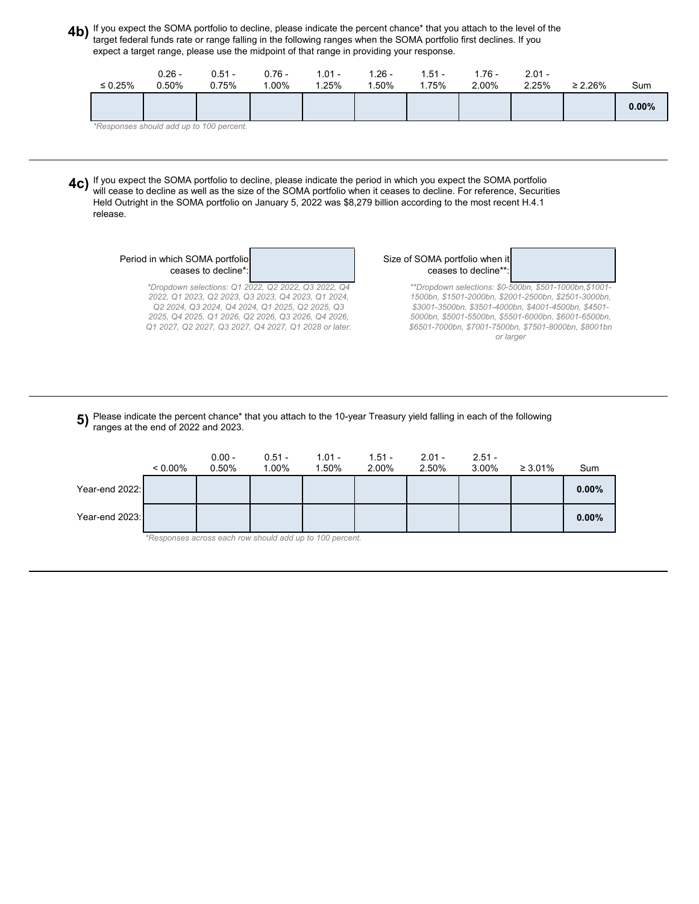**4b)** If you expect the SOMA portfolio to decline, please indicate the percent chance* that you attach to the level of the target federal funds rate or range falling in the following ranges when the SOMA portfolio first declines. If you expect a target range, please use the midpoint of that range in providing your response.

| ≤ 0.25% | 0.26 - 0.50% | 0.51 - 0.75% | 0.76 - 1.00% | 1.01 - 1.25% | 1.26 - 1.50% | 1.51 - 1.75% | 1.76 - 2.00% | 2.01 - 2.25% | ≥ 2.26% | Sum |
|---|---|---|---|---|---|---|---|---|---|---|
| | | | | | | | | | | **0.00%** |

*\*Responses should add up to 100 percent.*

---

**4c)** If you expect the SOMA portfolio to decline, please indicate the period in which you expect the SOMA portfolio will cease to decline as well as the size of the SOMA portfolio when it ceases to decline. For reference, Securities Held Outright in the SOMA portfolio on January 5, 2022 was $8,279 billion according to the most recent H.4.1 release.

Period in which SOMA portfolio ceases to decline*: 

*\*Dropdown selections: Q1 2022, Q2 2022, Q3 2022, Q4 2022, Q1 2023, Q2 2023, Q3 2023, Q4 2023, Q1 2024, Q2 2024, Q3 2024, Q4 2024, Q1 2025, Q2 2025, Q3 2025, Q4 2025, Q1 2026, Q2 2026, Q3 2026, Q4 2026, Q1 2027, Q2 2027, Q3 2027, Q4 2027, Q1 2028 or later.*

Size of SOMA portfolio when it ceases to decline**: 

*\*\*Dropdown selections: $0-500bn, $501-1000bn,$1001-1500bn, $1501-2000bn, $2001-2500bn, $2501-3000bn, $3001-3500bn, $3501-4000bn, $4001-4500bn, $4501-5000bn, $5001-5500bn, $5501-6000bn, $6001-6500bn, $6501-7000bn, $7001-7500bn, $7501-8000bn, $8001bn or larger*

---

**5)** Please indicate the percent chance* that you attach to the 10-year Treasury yield falling in each of the following ranges at the end of 2022 and 2023.

| | < 0.00% | 0.00 - 0.50% | 0.51 - 1.00% | 1.01 - 1.50% | 1.51 - 2.00% | 2.01 - 2.50% | 2.51 - 3.00% | ≥ 3.01% | Sum |
|---|---|---|---|---|---|---|---|---|---|
| Year-end 2022: | | | | | | | | | **0.00%** |
| Year-end 2023: | | | | | | | | | **0.00%** |

*\*Responses across each row should add up to 100 percent.*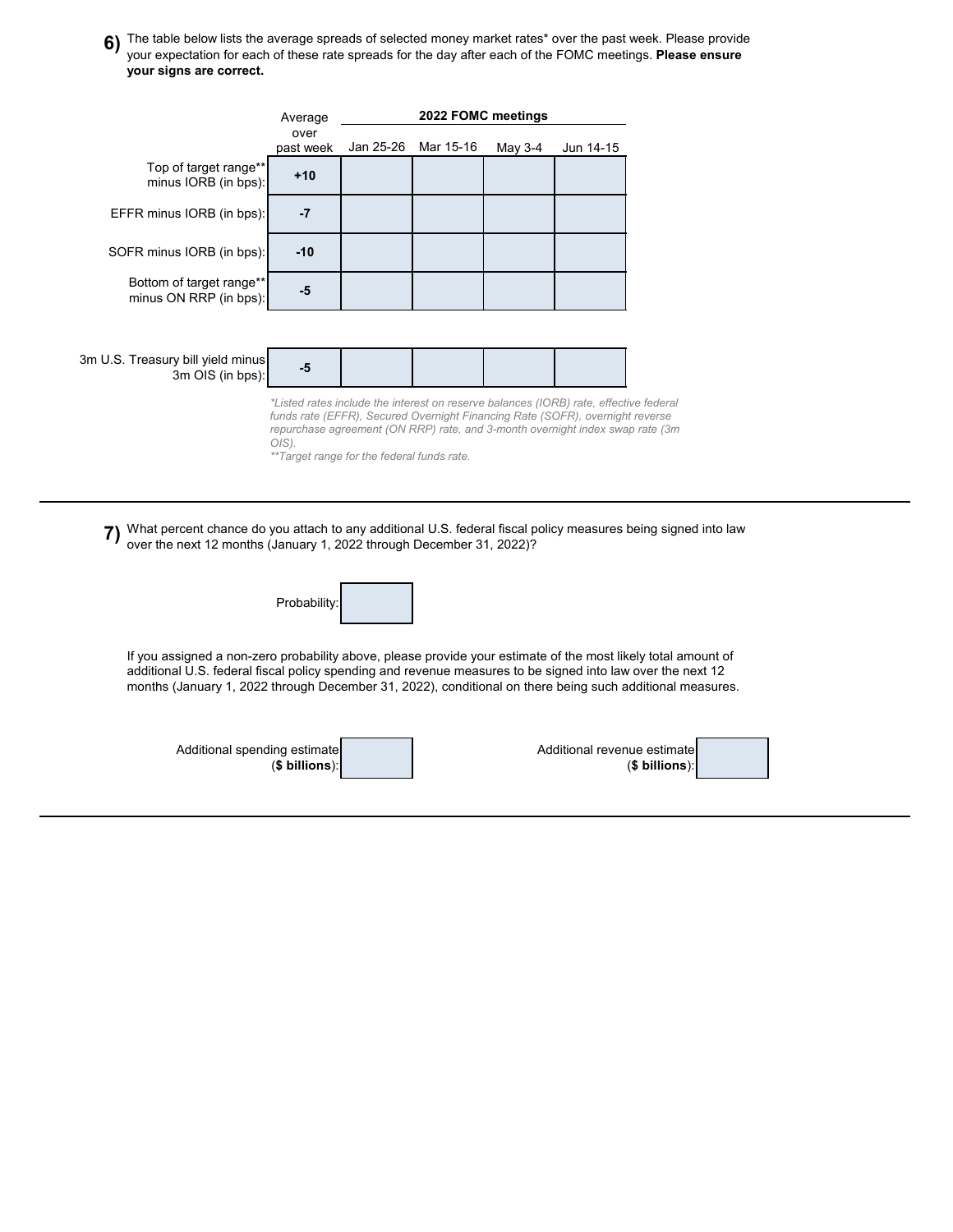**6)** The table below lists the average spreads of selected money market rates* over the past week. Please provide your expectation for each of these rate spreads for the day after each of the FOMC meetings. **Please ensure your signs are correct.**

| | Average over past week | 2022 FOMC meetings | | | |
|---|---|---|---|---|---|
| | | Jan 25-26 | Mar 15-16 | May 3-4 | Jun 14-15 |
| Top of target range** minus IORB (in bps): | **+10** | | | | |
| EFFR minus IORB (in bps): | **-7** | | | | |
| SOFR minus IORB (in bps): | **-10** | | | | |
| Bottom of target range** minus ON RRP (in bps): | **-5** | | | | |
| 3m U.S. Treasury bill yield minus 3m OIS (in bps): | **-5** | | | | |

*\*Listed rates include the interest on reserve balances (IORB) rate, effective federal funds rate (EFFR), Secured Overnight Financing Rate (SOFR), overnight reverse repurchase agreement (ON RRP) rate, and 3-month overnight index swap rate (3m OIS).*

*\*\*Target range for the federal funds rate.*

---

**7)** What percent chance do you attach to any additional U.S. federal fiscal policy measures being signed into law over the next 12 months (January 1, 2022 through December 31, 2022)?

Probability:

If you assigned a non-zero probability above, please provide your estimate of the most likely total amount of additional U.S. federal fiscal policy spending and revenue measures to be signed into law over the next 12 months (January 1, 2022 through December 31, 2022), conditional on there being such additional measures.

Additional spending estimate (**$ billions**):

Additional revenue estimate (**$ billions**):

---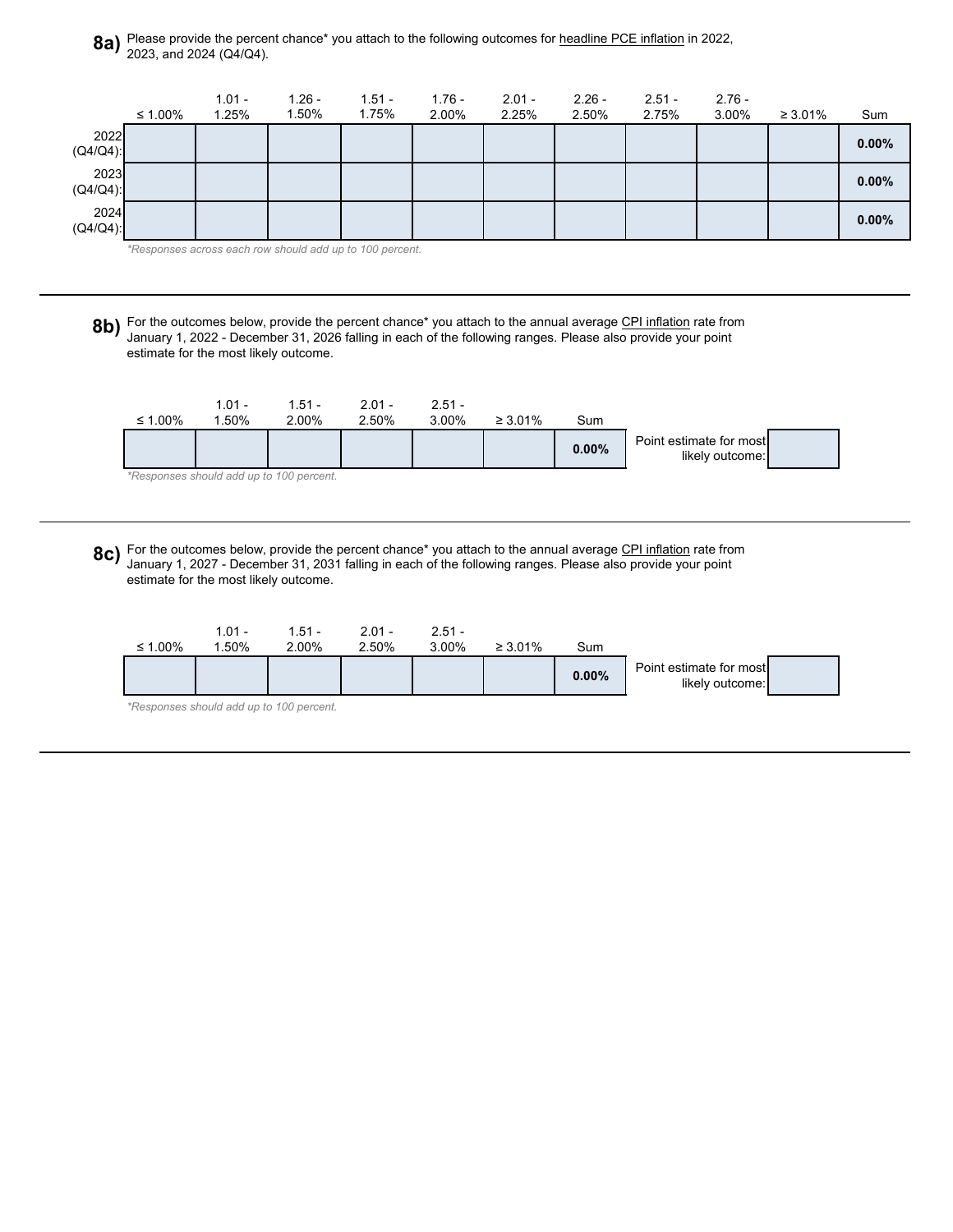**8a)** Please provide the percent chance* you attach to the following outcomes for headline PCE inflation in 2022, 2023, and 2024 (Q4/Q4).

| | ≤ 1.00% | 1.01 - 1.25% | 1.26 - 1.50% | 1.51 - 1.75% | 1.76 - 2.00% | 2.01 - 2.25% | 2.26 - 2.50% | 2.51 - 2.75% | 2.76 - 3.00% | ≥ 3.01% | Sum |
|---|---|---|---|---|---|---|---|---|---|---|---|
| 2022 (Q4/Q4): | | | | | | | | | | | **0.00%** |
| 2023 (Q4/Q4): | | | | | | | | | | | **0.00%** |
| 2024 (Q4/Q4): | | | | | | | | | | | **0.00%** |

*\*Responses across each row should add up to 100 percent.*

---

**8b)** For the outcomes below, provide the percent chance* you attach to the annual average CPI inflation rate from January 1, 2022 - December 31, 2026 falling in each of the following ranges. Please also provide your point estimate for the most likely outcome.

| ≤ 1.00% | 1.01 - 1.50% | 1.51 - 2.00% | 2.01 - 2.50% | 2.51 - 3.00% | ≥ 3.01% | Sum | Point estimate for most likely outcome: | |
|---|---|---|---|---|---|---|---|---|
| | | | | | | **0.00%** | | |

*\*Responses should add up to 100 percent.*

---

**8c)** For the outcomes below, provide the percent chance* you attach to the annual average CPI inflation rate from January 1, 2027 - December 31, 2031 falling in each of the following ranges. Please also provide your point estimate for the most likely outcome.

| ≤ 1.00% | 1.01 - 1.50% | 1.51 - 2.00% | 2.01 - 2.50% | 2.51 - 3.00% | ≥ 3.01% | Sum | Point estimate for most likely outcome: | |
|---|---|---|---|---|---|---|---|---|
| | | | | | | **0.00%** | | |

*\*Responses should add up to 100 percent.*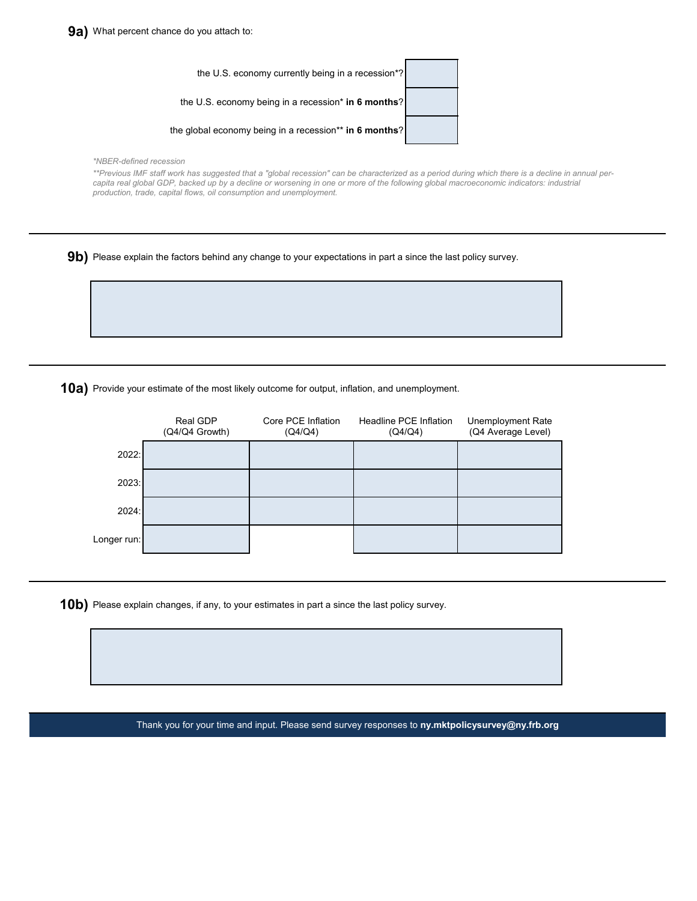**9a)** What percent chance do you attach to:

| | |
|---|---|
| the U.S. economy currently being in a recession*? | |
| the U.S. economy being in a recession* **in 6 months**? | |
| the global economy being in a recession** **in 6 months**? | |

*\*NBER-defined recession*

*\*\*Previous IMF staff work has suggested that a "global recession" can be characterized as a period during which there is a decline in annual per-capita real global GDP, backed up by a decline or worsening in one or more of the following global macroeconomic indicators: industrial production, trade, capital flows, oil consumption and unemployment.*

---

**9b)** Please explain the factors behind any change to your expectations in part a since the last policy survey.

---

**10a)** Provide your estimate of the most likely outcome for output, inflation, and unemployment.

| | Real GDP (Q4/Q4 Growth) | Core PCE Inflation (Q4/Q4) | Headline PCE Inflation (Q4/Q4) | Unemployment Rate (Q4 Average Level) |
|---|---|---|---|---|
| 2022: | | | | |
| 2023: | | | | |
| 2024: | | | | |
| Longer run: | | | | |

---

**10b)** Please explain changes, if any, to your estimates in part a since the last policy survey.

---

Thank you for your time and input. Please send survey responses to **ny.mktpolicysurvey@ny.frb.org**